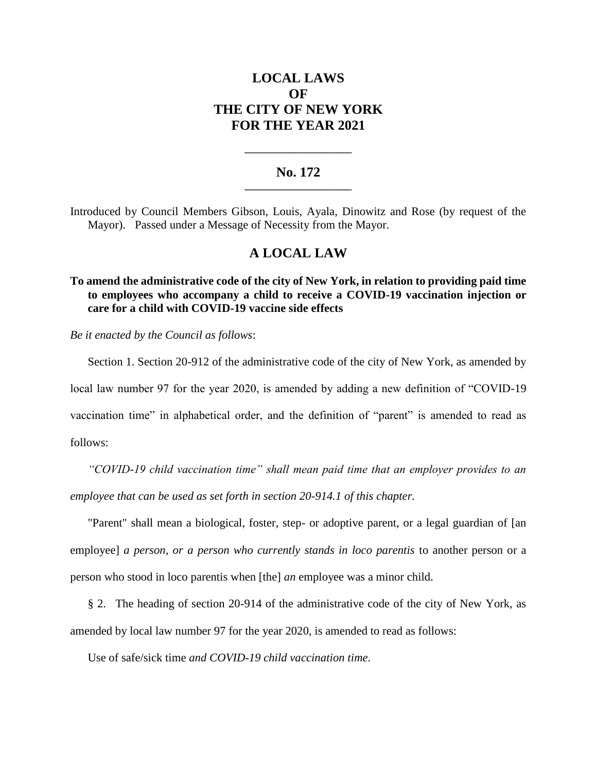# LOCAL LAWS
# OF
# THE CITY OF NEW YORK
# FOR THE YEAR 2021

---

## No. 172

---

Introduced by Council Members Gibson, Louis, Ayala, Dinowitz and Rose (by request of the Mayor). Passed under a Message of Necessity from the Mayor.

## A LOCAL LAW

**To amend the administrative code of the city of New York, in relation to providing paid time to employees who accompany a child to receive a COVID-19 vaccination injection or care for a child with COVID-19 vaccine side effects**

*Be it enacted by the Council as follows*:

Section 1. Section 20-912 of the administrative code of the city of New York, as amended by local law number 97 for the year 2020, is amended by adding a new definition of "COVID-19 vaccination time" in alphabetical order, and the definition of "parent" is amended to read as follows:

*"COVID-19 child vaccination time" shall mean paid time that an employer provides to an employee that can be used as set forth in section 20-914.1 of this chapter.*

"Parent" shall mean a biological, foster, step- or adoptive parent, or a legal guardian of [an employee] *a person, or a person who currently stands in loco parentis* to another person or a person who stood in loco parentis when [the] *an* employee was a minor child.

§ 2. The heading of section 20-914 of the administrative code of the city of New York, as amended by local law number 97 for the year 2020, is amended to read as follows:

Use of safe/sick time *and COVID-19 child vaccination time.*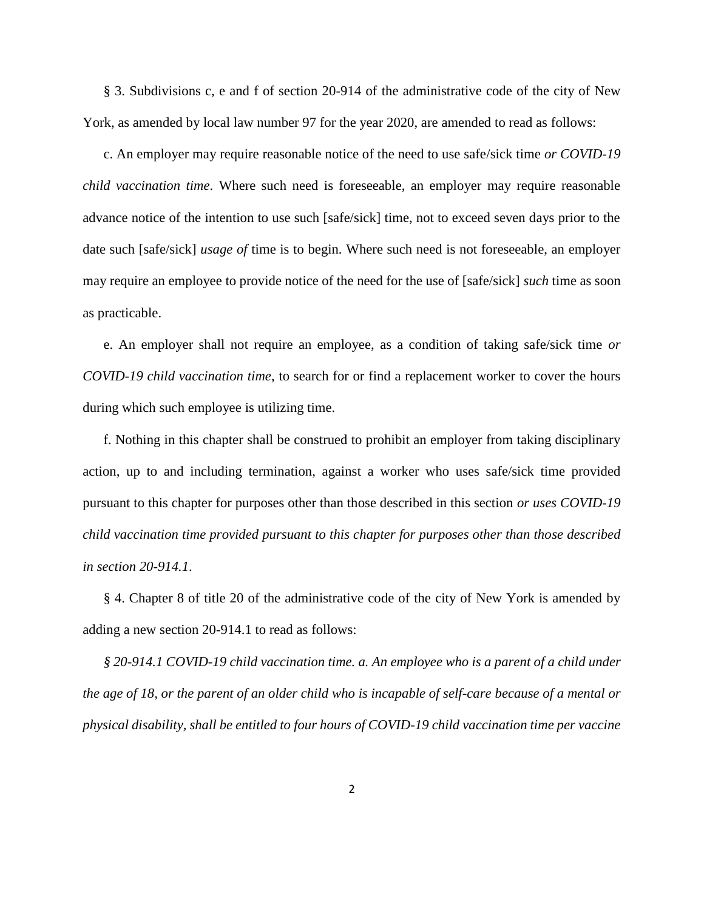§ 3. Subdivisions c, e and f of section 20-914 of the administrative code of the city of New York, as amended by local law number 97 for the year 2020, are amended to read as follows:

c. An employer may require reasonable notice of the need to use safe/sick time *or COVID-19 child vaccination time*. Where such need is foreseeable, an employer may require reasonable advance notice of the intention to use such [safe/sick] time, not to exceed seven days prior to the date such [safe/sick] *usage of* time is to begin. Where such need is not foreseeable, an employer may require an employee to provide notice of the need for the use of [safe/sick] *such* time as soon as practicable.

e. An employer shall not require an employee, as a condition of taking safe/sick time *or COVID-19 child vaccination time*, to search for or find a replacement worker to cover the hours during which such employee is utilizing time.

f. Nothing in this chapter shall be construed to prohibit an employer from taking disciplinary action, up to and including termination, against a worker who uses safe/sick time provided pursuant to this chapter for purposes other than those described in this section *or uses COVID-19 child vaccination time provided pursuant to this chapter for purposes other than those described in section 20-914.1*.

§ 4. Chapter 8 of title 20 of the administrative code of the city of New York is amended by adding a new section 20-914.1 to read as follows:

*§ 20-914.1 COVID-19 child vaccination time. a. An employee who is a parent of a child under the age of 18, or the parent of an older child who is incapable of self-care because of a mental or physical disability, shall be entitled to four hours of COVID-19 child vaccination time per vaccine*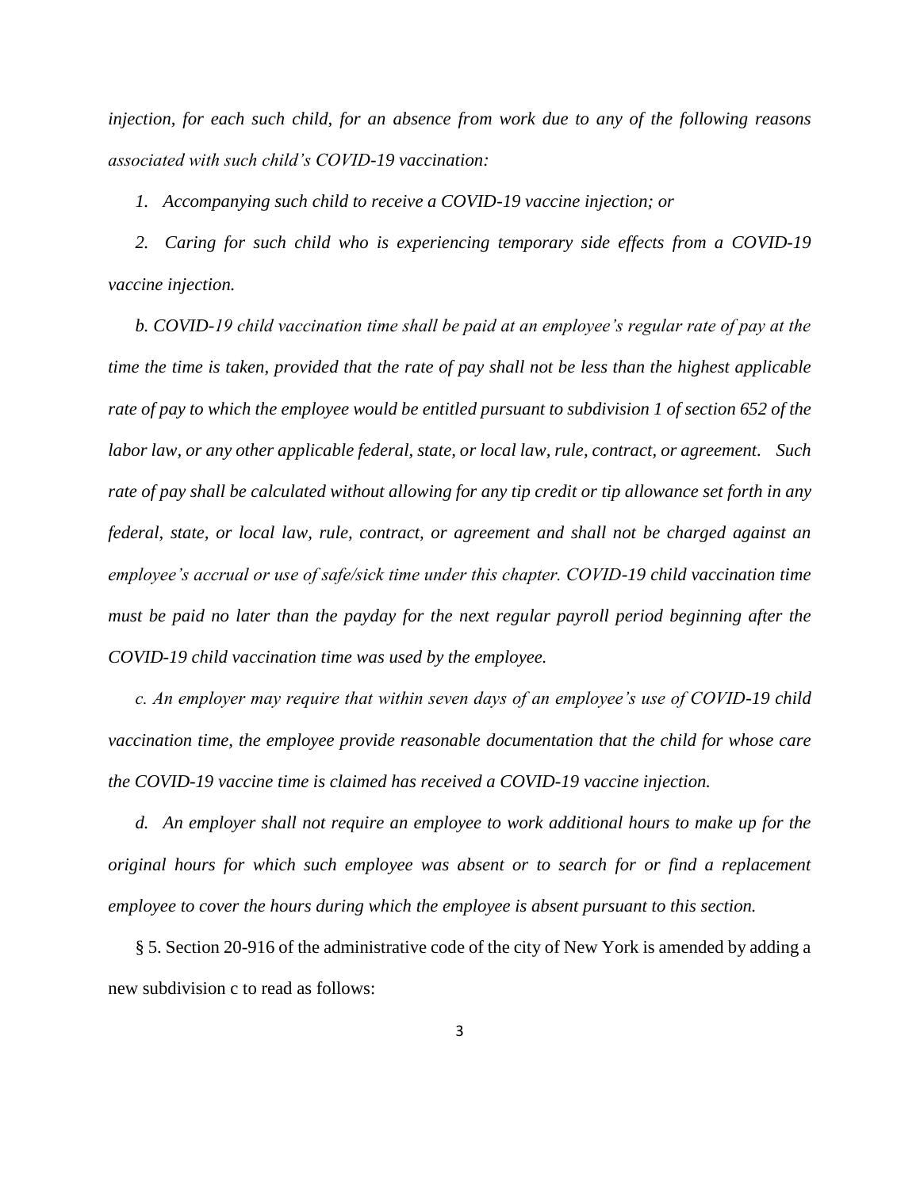*injection, for each such child, for an absence from work due to any of the following reasons associated with such child's COVID-19 vaccination:*

*1. Accompanying such child to receive a COVID-19 vaccine injection; or*

*2. Caring for such child who is experiencing temporary side effects from a COVID-19 vaccine injection.*

*b. COVID-19 child vaccination time shall be paid at an employee's regular rate of pay at the time the time is taken, provided that the rate of pay shall not be less than the highest applicable rate of pay to which the employee would be entitled pursuant to subdivision 1 of section 652 of the labor law, or any other applicable federal, state, or local law, rule, contract, or agreement. Such rate of pay shall be calculated without allowing for any tip credit or tip allowance set forth in any federal, state, or local law, rule, contract, or agreement and shall not be charged against an employee's accrual or use of safe/sick time under this chapter. COVID-19 child vaccination time must be paid no later than the payday for the next regular payroll period beginning after the COVID-19 child vaccination time was used by the employee.*

*c. An employer may require that within seven days of an employee's use of COVID-19 child vaccination time, the employee provide reasonable documentation that the child for whose care the COVID-19 vaccine time is claimed has received a COVID-19 vaccine injection.*

*d. An employer shall not require an employee to work additional hours to make up for the original hours for which such employee was absent or to search for or find a replacement employee to cover the hours during which the employee is absent pursuant to this section.*

§ 5. Section 20-916 of the administrative code of the city of New York is amended by adding a new subdivision c to read as follows: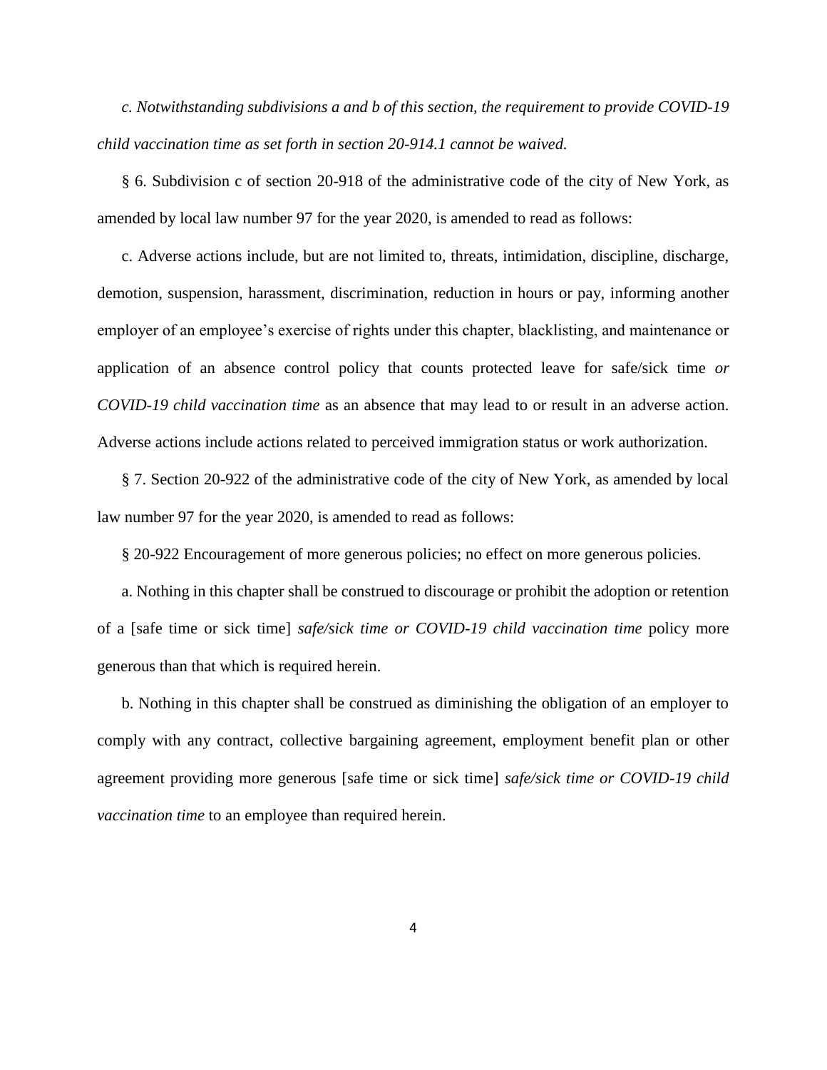*c. Notwithstanding subdivisions a and b of this section, the requirement to provide COVID-19 child vaccination time as set forth in section 20-914.1 cannot be waived.*

§ 6. Subdivision c of section 20-918 of the administrative code of the city of New York, as amended by local law number 97 for the year 2020, is amended to read as follows:

c. Adverse actions include, but are not limited to, threats, intimidation, discipline, discharge, demotion, suspension, harassment, discrimination, reduction in hours or pay, informing another employer of an employee's exercise of rights under this chapter, blacklisting, and maintenance or application of an absence control policy that counts protected leave for safe/sick time *or COVID-19 child vaccination time* as an absence that may lead to or result in an adverse action. Adverse actions include actions related to perceived immigration status or work authorization.

§ 7. Section 20-922 of the administrative code of the city of New York, as amended by local law number 97 for the year 2020, is amended to read as follows:

§ 20-922 Encouragement of more generous policies; no effect on more generous policies.

a. Nothing in this chapter shall be construed to discourage or prohibit the adoption or retention of a [safe time or sick time] *safe/sick time or COVID-19 child vaccination time* policy more generous than that which is required herein.

b. Nothing in this chapter shall be construed as diminishing the obligation of an employer to comply with any contract, collective bargaining agreement, employment benefit plan or other agreement providing more generous [safe time or sick time] *safe/sick time or COVID-19 child vaccination time* to an employee than required herein.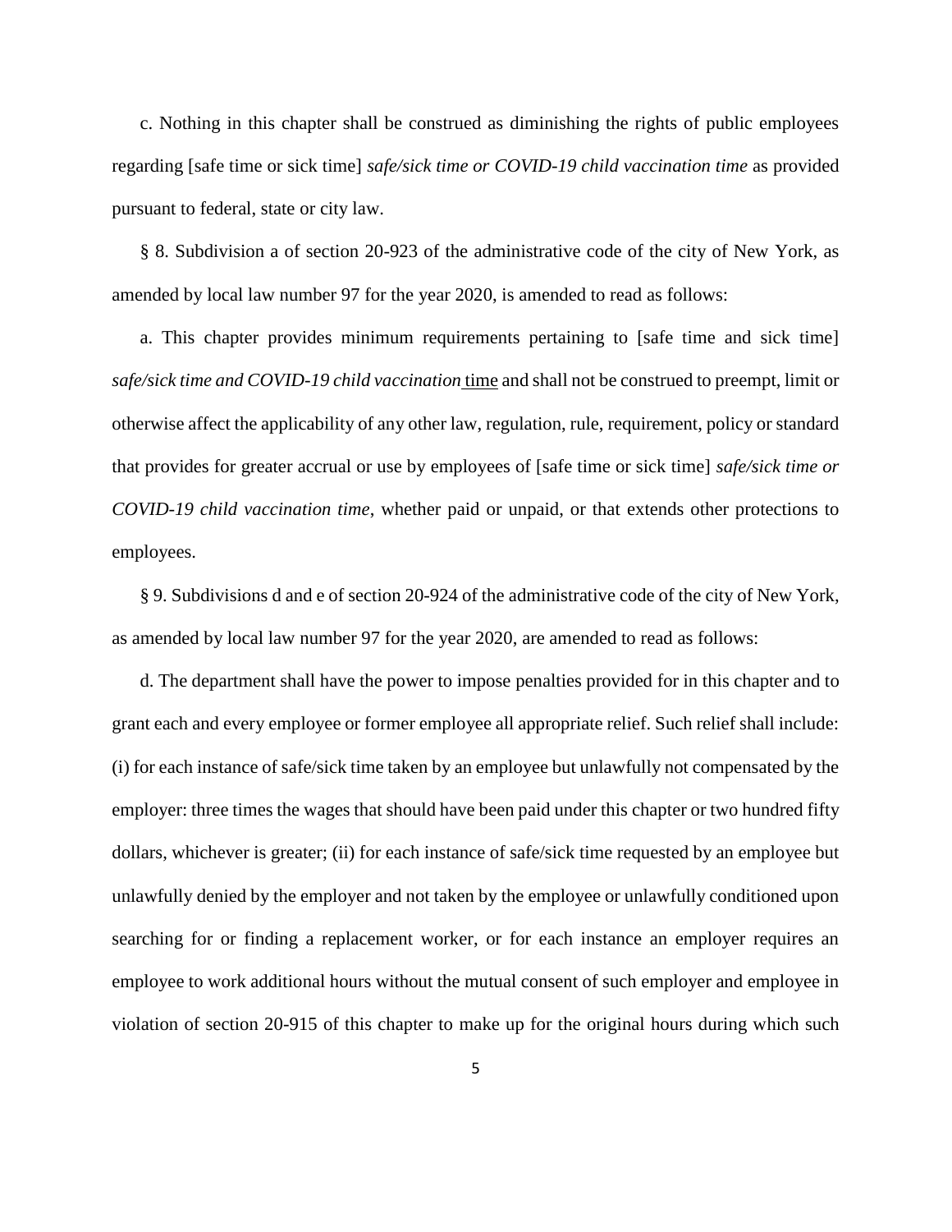c. Nothing in this chapter shall be construed as diminishing the rights of public employees regarding [safe time or sick time] *safe/sick time or COVID-19 child vaccination time* as provided pursuant to federal, state or city law.

§ 8. Subdivision a of section 20-923 of the administrative code of the city of New York, as amended by local law number 97 for the year 2020, is amended to read as follows:

a. This chapter provides minimum requirements pertaining to [safe time and sick time] *safe/sick time and COVID-19 child vaccination* time and shall not be construed to preempt, limit or otherwise affect the applicability of any other law, regulation, rule, requirement, policy or standard that provides for greater accrual or use by employees of [safe time or sick time] *safe/sick time or COVID-19 child vaccination time*, whether paid or unpaid, or that extends other protections to employees.

§ 9. Subdivisions d and e of section 20-924 of the administrative code of the city of New York, as amended by local law number 97 for the year 2020, are amended to read as follows:

d. The department shall have the power to impose penalties provided for in this chapter and to grant each and every employee or former employee all appropriate relief. Such relief shall include: (i) for each instance of safe/sick time taken by an employee but unlawfully not compensated by the employer: three times the wages that should have been paid under this chapter or two hundred fifty dollars, whichever is greater; (ii) for each instance of safe/sick time requested by an employee but unlawfully denied by the employer and not taken by the employee or unlawfully conditioned upon searching for or finding a replacement worker, or for each instance an employer requires an employee to work additional hours without the mutual consent of such employer and employee in violation of section 20-915 of this chapter to make up for the original hours during which such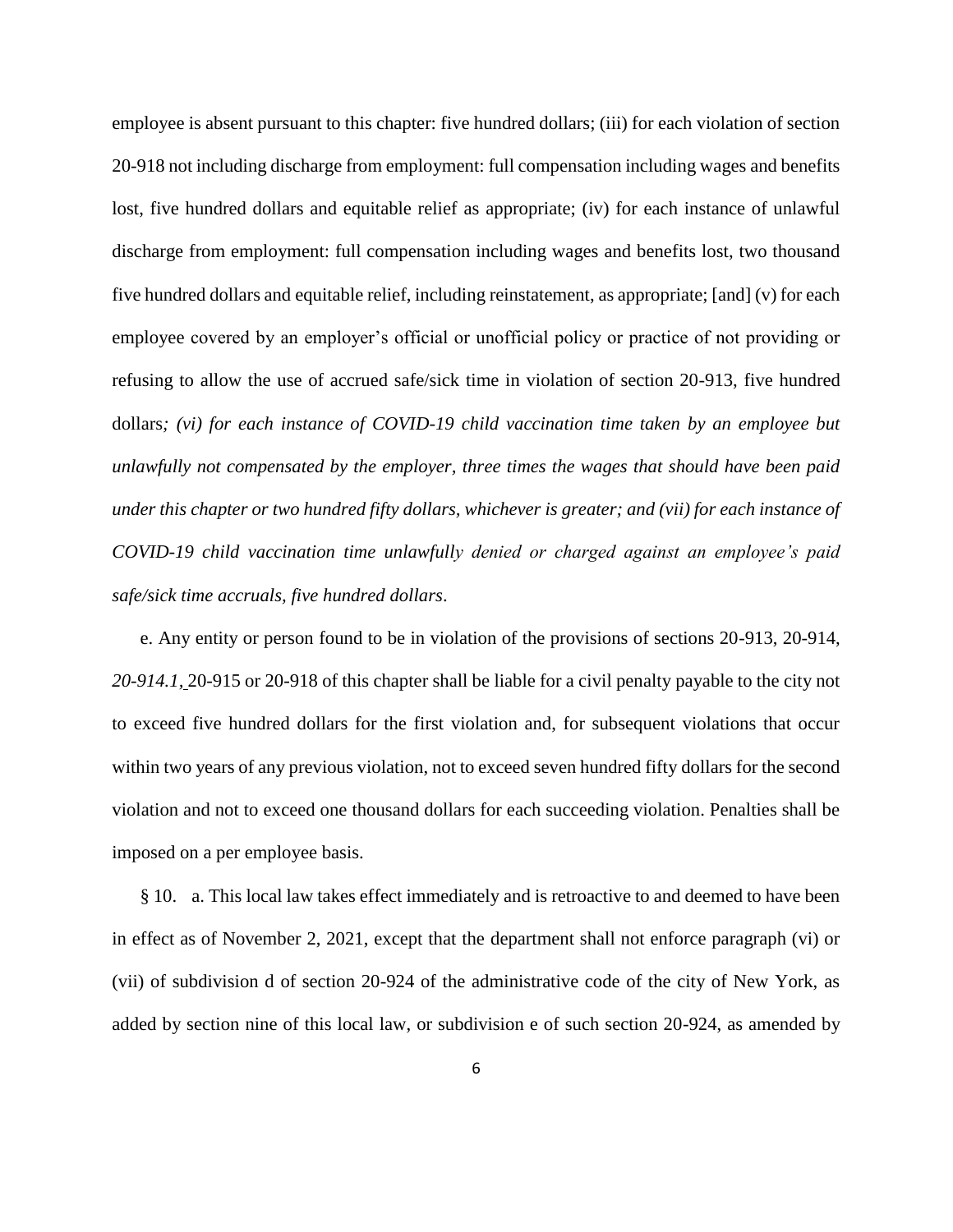employee is absent pursuant to this chapter: five hundred dollars; (iii) for each violation of section 20-918 not including discharge from employment: full compensation including wages and benefits lost, five hundred dollars and equitable relief as appropriate; (iv) for each instance of unlawful discharge from employment: full compensation including wages and benefits lost, two thousand five hundred dollars and equitable relief, including reinstatement, as appropriate; [and] (v) for each employee covered by an employer's official or unofficial policy or practice of not providing or refusing to allow the use of accrued safe/sick time in violation of section 20-913, five hundred dollars*; (vi) for each instance of COVID-19 child vaccination time taken by an employee but unlawfully not compensated by the employer, three times the wages that should have been paid under this chapter or two hundred fifty dollars, whichever is greater; and (vii) for each instance of COVID-19 child vaccination time unlawfully denied or charged against an employee's paid safe/sick time accruals, five hundred dollars*.

e. Any entity or person found to be in violation of the provisions of sections 20-913, 20-914, *20-914.1,* 20-915 or 20-918 of this chapter shall be liable for a civil penalty payable to the city not to exceed five hundred dollars for the first violation and, for subsequent violations that occur within two years of any previous violation, not to exceed seven hundred fifty dollars for the second violation and not to exceed one thousand dollars for each succeeding violation. Penalties shall be imposed on a per employee basis.

§ 10. a. This local law takes effect immediately and is retroactive to and deemed to have been in effect as of November 2, 2021, except that the department shall not enforce paragraph (vi) or (vii) of subdivision d of section 20-924 of the administrative code of the city of New York, as added by section nine of this local law, or subdivision e of such section 20-924, as amended by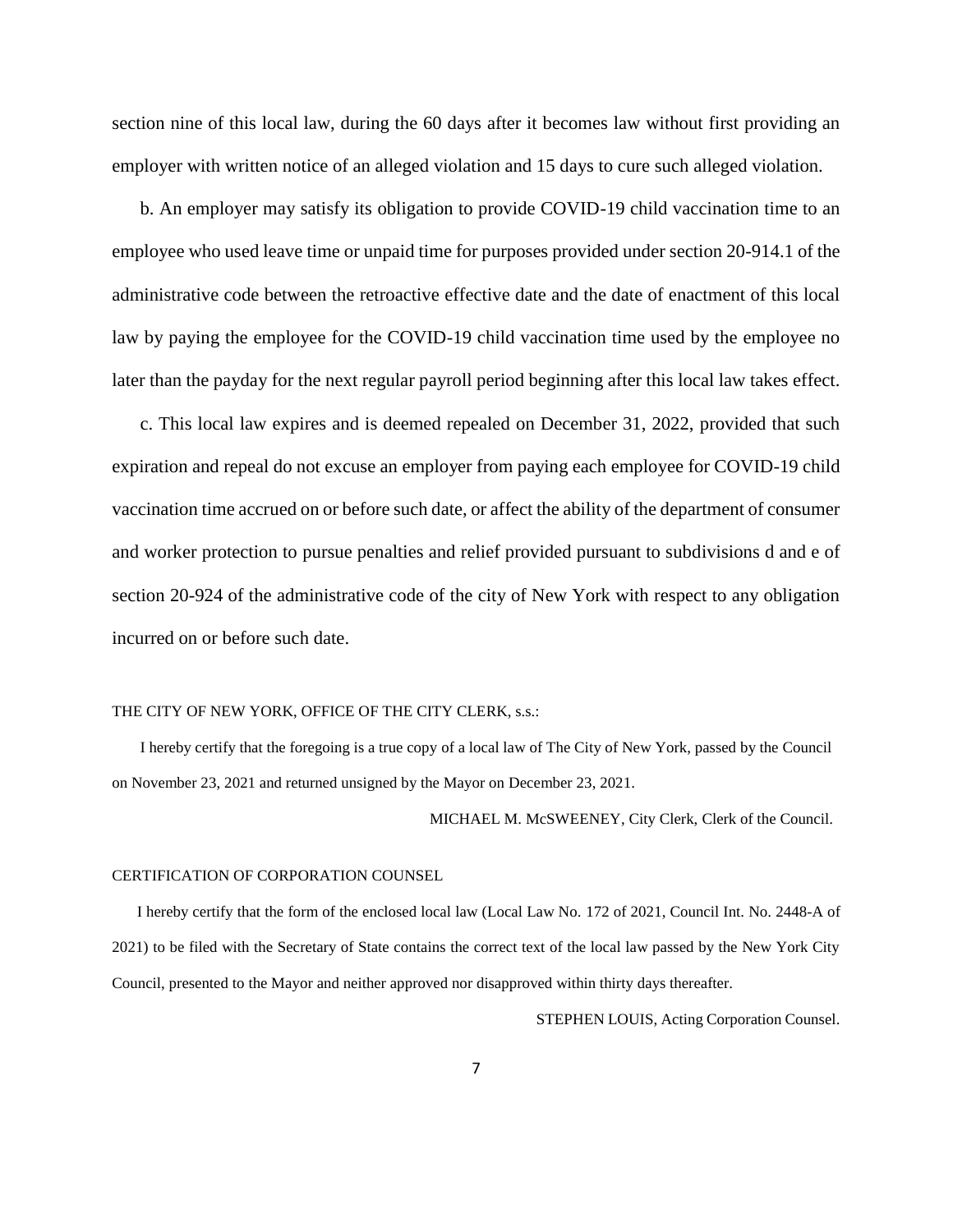section nine of this local law, during the 60 days after it becomes law without first providing an employer with written notice of an alleged violation and 15 days to cure such alleged violation.

b. An employer may satisfy its obligation to provide COVID-19 child vaccination time to an employee who used leave time or unpaid time for purposes provided under section 20-914.1 of the administrative code between the retroactive effective date and the date of enactment of this local law by paying the employee for the COVID-19 child vaccination time used by the employee no later than the payday for the next regular payroll period beginning after this local law takes effect.

c. This local law expires and is deemed repealed on December 31, 2022, provided that such expiration and repeal do not excuse an employer from paying each employee for COVID-19 child vaccination time accrued on or before such date, or affect the ability of the department of consumer and worker protection to pursue penalties and relief provided pursuant to subdivisions d and e of section 20-924 of the administrative code of the city of New York with respect to any obligation incurred on or before such date.

THE CITY OF NEW YORK, OFFICE OF THE CITY CLERK, s.s.:

I hereby certify that the foregoing is a true copy of a local law of The City of New York, passed by the Council on November 23, 2021 and returned unsigned by the Mayor on December 23, 2021.

MICHAEL M. McSWEENEY, City Clerk, Clerk of the Council.

CERTIFICATION OF CORPORATION COUNSEL

I hereby certify that the form of the enclosed local law (Local Law No. 172 of 2021, Council Int. No. 2448-A of 2021) to be filed with the Secretary of State contains the correct text of the local law passed by the New York City Council, presented to the Mayor and neither approved nor disapproved within thirty days thereafter.

STEPHEN LOUIS, Acting Corporation Counsel.